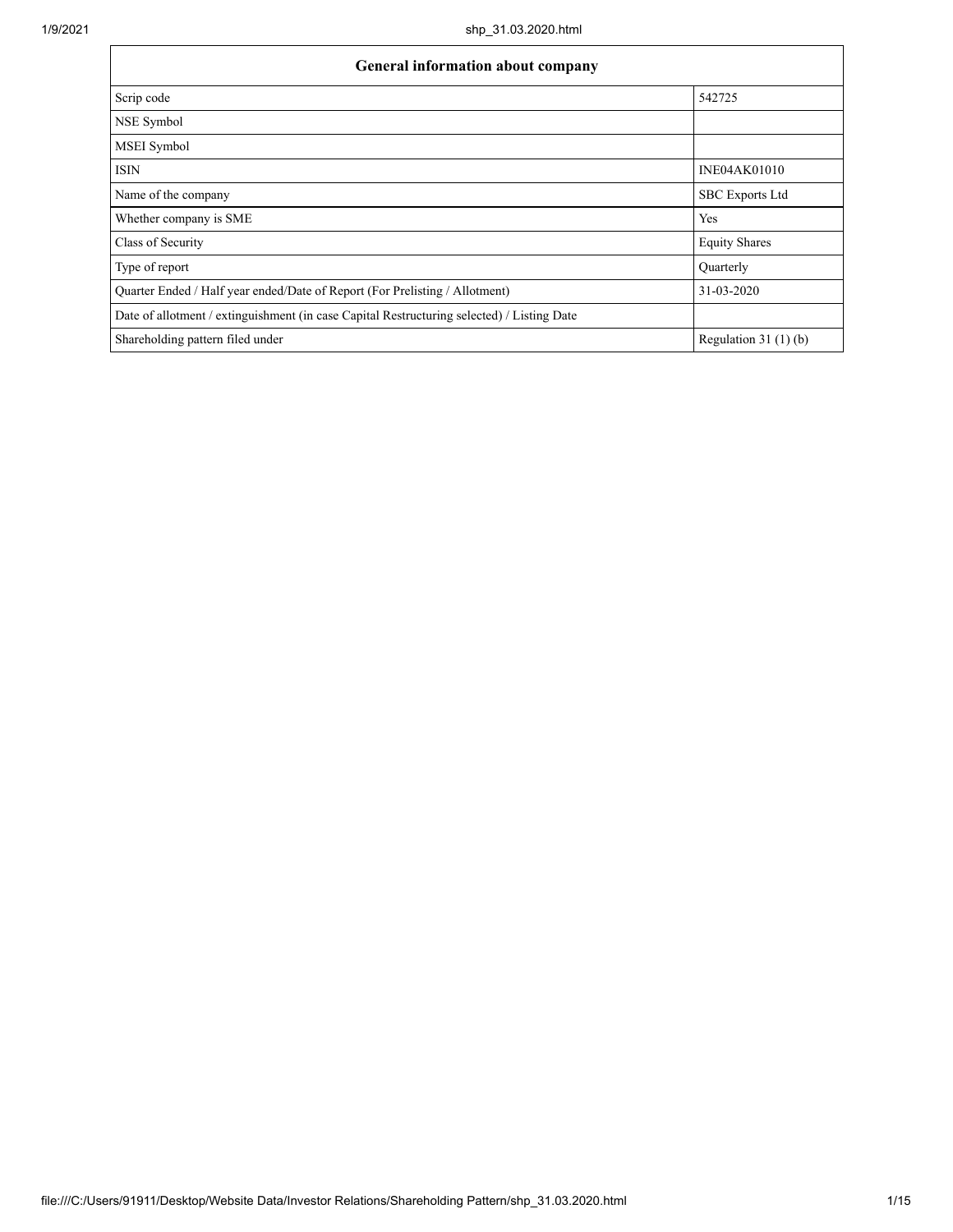| General information about company | |
| --- | --- |
| Scrip code | 542725 |
| NSE Symbol | |
| MSEI Symbol | |
| ISIN | INE04AK01010 |
| Name of the company | SBC Exports Ltd |
| Whether company is SME | Yes |
| Class of Security | Equity Shares |
| Type of report | Quarterly |
| Quarter Ended / Half year ended/Date of Report (For Prelisting / Allotment) | 31-03-2020 |
| Date of allotment / extinguishment (in case Capital Restructuring selected) / Listing Date | |
| Shareholding pattern filed under | Regulation 31 (1) (b) |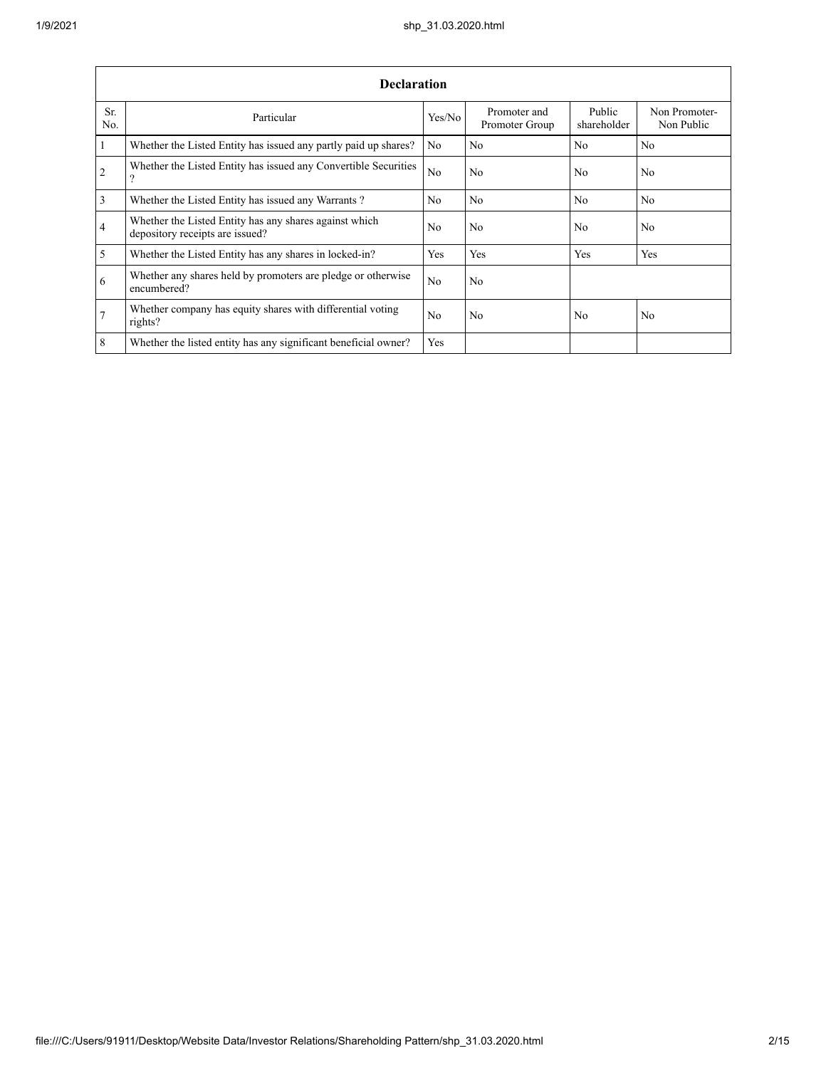| Declaration | | | | | |
|---|---|---|---|---|---|
| Sr. No. | Particular | Yes/No | Promoter and Promoter Group | Public shareholder | Non Promoter- Non Public |
| 1 | Whether the Listed Entity has issued any partly paid up shares? | No | No | No | No |
| 2 | Whether the Listed Entity has issued any Convertible Securities ? | No | No | No | No |
| 3 | Whether the Listed Entity has issued any Warrants ? | No | No | No | No |
| 4 | Whether the Listed Entity has any shares against which depository receipts are issued? | No | No | No | No |
| 5 | Whether the Listed Entity has any shares in locked-in? | Yes | Yes | Yes | Yes |
| 6 | Whether any shares held by promoters are pledge or otherwise encumbered? | No | No | | |
| 7 | Whether company has equity shares with differential voting rights? | No | No | No | No |
| 8 | Whether the listed entity has any significant beneficial owner? | Yes | | | |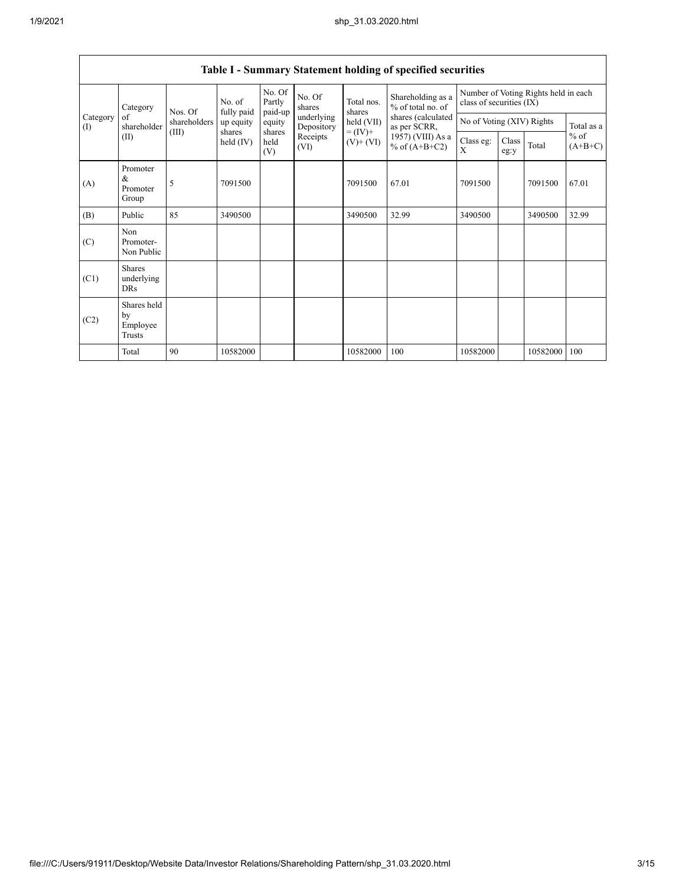## Table I - Summary Statement holding of specified securities

| Category (I) | Category of shareholder (II) | Nos. Of shareholders (III) | No. of fully paid up equity shares held (IV) | No. Of Partly paid-up equity shares held (V) | No. Of shares underlying Depository Receipts (VI) | Total nos. shares held (VII) = (IV)+ (V)+ (VI) | Shareholding as a % of total no. of shares (calculated as per SCRR, 1957) (VIII) As a % of (A+B+C2) | Number of Voting Rights held in each class of securities (IX) | | | |
|---|---|---|---|---|---|---|---|---|---|---|---|
| | | | | | | | | No of Voting (XIV) Rights | | | Total as a % of (A+B+C) |
| | | | | | | | | Class eg: X | Class eg:y | Total | |
| (A) | Promoter & Promoter Group | 5 | 7091500 | | | 7091500 | 67.01 | 7091500 | | 7091500 | 67.01 |
| (B) | Public | 85 | 3490500 | | | 3490500 | 32.99 | 3490500 | | 3490500 | 32.99 |
| (C) | Non Promoter- Non Public | | | | | | | | | | |
| (C1) | Shares underlying DRs | | | | | | | | | | |
| (C2) | Shares held by Employee Trusts | | | | | | | | | | |
| | Total | 90 | 10582000 | | | 10582000 | 100 | 10582000 | | 10582000 | 100 |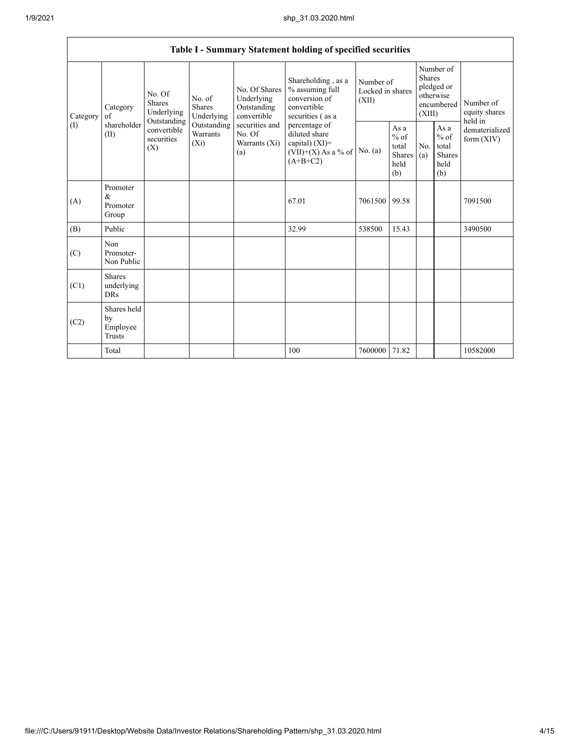| Table I - Summary Statement holding of specified securities | | | | | | | | | | | |
|---|---|---|---|---|---|---|---|---|---|---|---|
| Category (I) | Category of shareholder (II) | No. Of Shares Underlying Outstanding convertible securities (X) | No. of Shares Underlying Outstanding Warrants (Xi) | No. Of Shares Underlying Outstanding convertible securities and No. Of Warrants (Xi) (a) | Shareholding , as a % assuming full conversion of convertible securities ( as a percentage of diluted share capital) (XI)= (VII)+(X) As a % of (A+B+C2) | Number of Locked in shares (XII) | | Number of Shares pledged or otherwise encumbered (XIII) | | Number of equity shares held in dematerialized form (XIV) |
| | | | | | | No. (a) | As a % of total Shares held (b) | No. (a) | As a % of total Shares held (b) | |
| (A) | Promoter & Promoter Group | | | | 67.01 | 7061500 | 99.58 | | | 7091500 |
| (B) | Public | | | | 32.99 | 538500 | 15.43 | | | 3490500 |
| (C) | Non Promoter- Non Public | | | | | | | | | |
| (C1) | Shares underlying DRs | | | | | | | | | |
| (C2) | Shares held by Employee Trusts | | | | | | | | | |
| | Total | | | | 100 | 7600000 | 71.82 | | | 10582000 |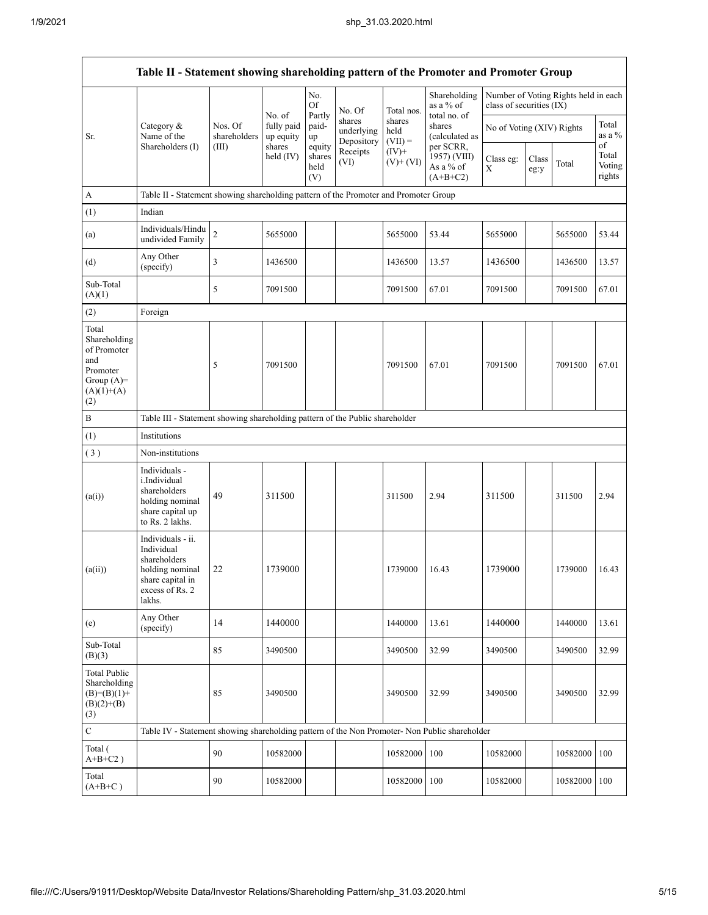| Table II - Statement showing shareholding pattern of the Promoter and Promoter Group | | | | | | | | | | | |
|---|---|---|---|---|---|---|---|---|---|---|---|
| Sr. | Category & Name of the Shareholders (I) | Nos. Of shareholders (III) | No. of fully paid up equity shares held (IV) | No. Of Partly paid-up equity shares held (V) | No. Of shares underlying Depository Receipts (VI) | Total nos. shares held (VII) = (IV)+ (V)+ (VI) | Shareholding as a % of total no. of shares (calculated as per SCRR, 1957) (VIII) As a % of (A+B+C2) | Number of Voting Rights held in each class of securities (IX) | | | |
| | | | | | | | | No of Voting (XIV) Rights | | | Total as a % of Total Voting rights |
| | | | | | | | | Class eg: X | Class eg:y | Total | |
| A | Table II - Statement showing shareholding pattern of the Promoter and Promoter Group | | | | | | | | | | |
| (1) | Indian | | | | | | | | | | |
| (a) | Individuals/Hindu undivided Family | 2 | 5655000 | | | 5655000 | 53.44 | 5655000 | | 5655000 | 53.44 |
| (d) | Any Other (specify) | 3 | 1436500 | | | 1436500 | 13.57 | 1436500 | | 1436500 | 13.57 |
| Sub-Total (A)(1) | | 5 | 7091500 | | | 7091500 | 67.01 | 7091500 | | 7091500 | 67.01 |
| (2) | Foreign | | | | | | | | | | |
| Total Shareholding of Promoter and Promoter Group (A)=(A)(1)+(A)(2) | | 5 | 7091500 | | | 7091500 | 67.01 | 7091500 | | 7091500 | 67.01 |
| B | Table III - Statement showing shareholding pattern of the Public shareholder | | | | | | | | | | |
| (1) | Institutions | | | | | | | | | | |
| (3) | Non-institutions | | | | | | | | | | |
| (a(i)) | Individuals - i.Individual shareholders holding nominal share capital up to Rs. 2 lakhs. | 49 | 311500 | | | 311500 | 2.94 | 311500 | | 311500 | 2.94 |
| (a(ii)) | Individuals - ii. Individual shareholders holding nominal share capital in excess of Rs. 2 lakhs. | 22 | 1739000 | | | 1739000 | 16.43 | 1739000 | | 1739000 | 16.43 |
| (e) | Any Other (specify) | 14 | 1440000 | | | 1440000 | 13.61 | 1440000 | | 1440000 | 13.61 |
| Sub-Total (B)(3) | | 85 | 3490500 | | | 3490500 | 32.99 | 3490500 | | 3490500 | 32.99 |
| Total Public Shareholding (B)=(B)(1)+(B)(2)+(B)(3) | | 85 | 3490500 | | | 3490500 | 32.99 | 3490500 | | 3490500 | 32.99 |
| C | Table IV - Statement showing shareholding pattern of the Non Promoter- Non Public shareholder | | | | | | | | | | |
| Total ( A+B+C2 ) | | 90 | 10582000 | | | 10582000 | 100 | 10582000 | | 10582000 | 100 |
| Total (A+B+C ) | | 90 | 10582000 | | | 10582000 | 100 | 10582000 | | 10582000 | 100 |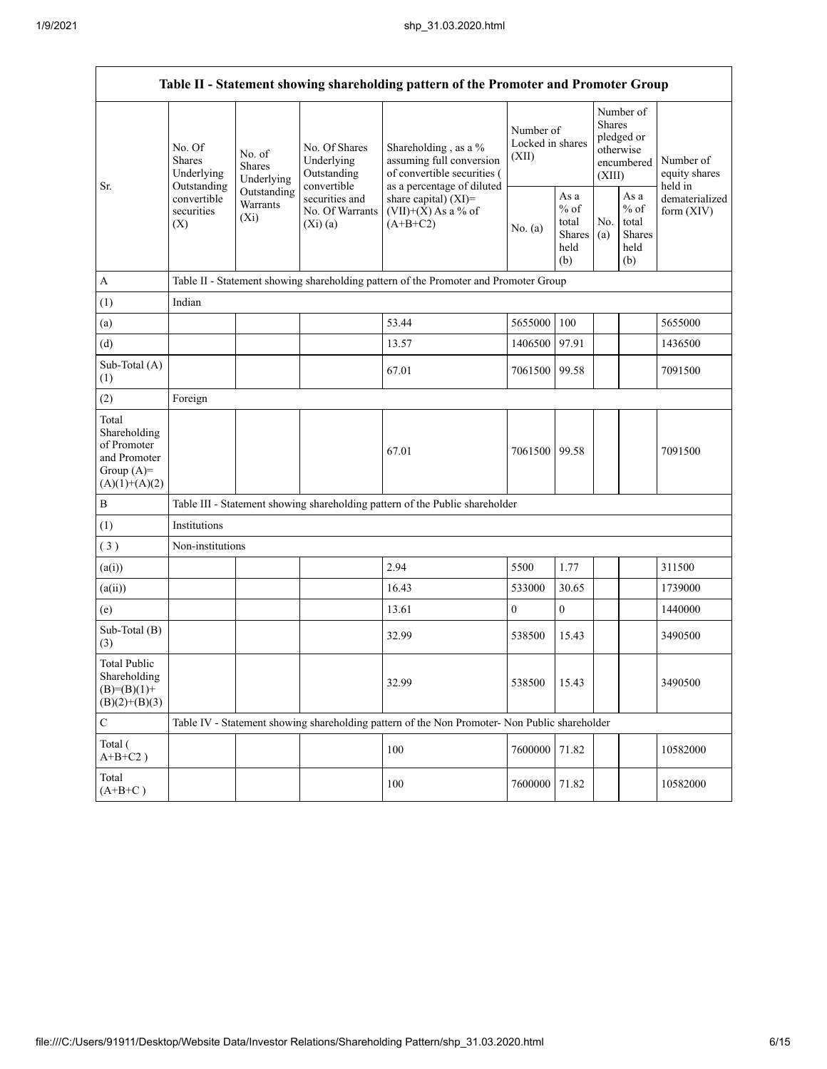| Table II - Statement showing shareholding pattern of the Promoter and Promoter Group | | | | | | | | | |
|---|---|---|---|---|---|---|---|---|---|
| Sr. | No. Of Shares Underlying Outstanding convertible securities (X) | No. of Shares Underlying Outstanding Warrants (Xi) | No. Of Shares Underlying Outstanding convertible securities and No. Of Warrants (Xi) (a) | Shareholding , as a % assuming full conversion of convertible securities ( as a percentage of diluted share capital) (XI)= (VII)+(X) As a % of (A+B+C2) | Number of Locked in shares (XII) | | Number of Shares pledged or otherwise encumbered (XIII) | | Number of equity shares held in dematerialized form (XIV) |
| | | | | | No. (a) | As a % of total Shares held (b) | No. (a) | As a % of total Shares held (b) | |
| A | Table II - Statement showing shareholding pattern of the Promoter and Promoter Group | | | | | | | | |
| (1) | Indian | | | | | | | | |
| (a) | | | | 53.44 | 5655000 | 100 | | | 5655000 |
| (d) | | | | 13.57 | 1406500 | 97.91 | | | 1436500 |
| Sub-Total (A) (1) | | | | 67.01 | 7061500 | 99.58 | | | 7091500 |
| (2) | Foreign | | | | | | | | |
| Total Shareholding of Promoter and Promoter Group (A)= (A)(1)+(A)(2) | | | | 67.01 | 7061500 | 99.58 | | | 7091500 |
| B | Table III - Statement showing shareholding pattern of the Public shareholder | | | | | | | | |
| (1) | Institutions | | | | | | | | |
| ( 3 ) | Non-institutions | | | | | | | | |
| (a(i)) | | | | 2.94 | 5500 | 1.77 | | | 311500 |
| (a(ii)) | | | | 16.43 | 533000 | 30.65 | | | 1739000 |
| (e) | | | | 13.61 | 0 | 0 | | | 1440000 |
| Sub-Total (B) (3) | | | | 32.99 | 538500 | 15.43 | | | 3490500 |
| Total Public Shareholding (B)=(B)(1)+ (B)(2)+(B)(3) | | | | 32.99 | 538500 | 15.43 | | | 3490500 |
| C | Table IV - Statement showing shareholding pattern of the Non Promoter- Non Public shareholder | | | | | | | | |
| Total ( A+B+C2 ) | | | | 100 | 7600000 | 71.82 | | | 10582000 |
| Total (A+B+C ) | | | | 100 | 7600000 | 71.82 | | | 10582000 |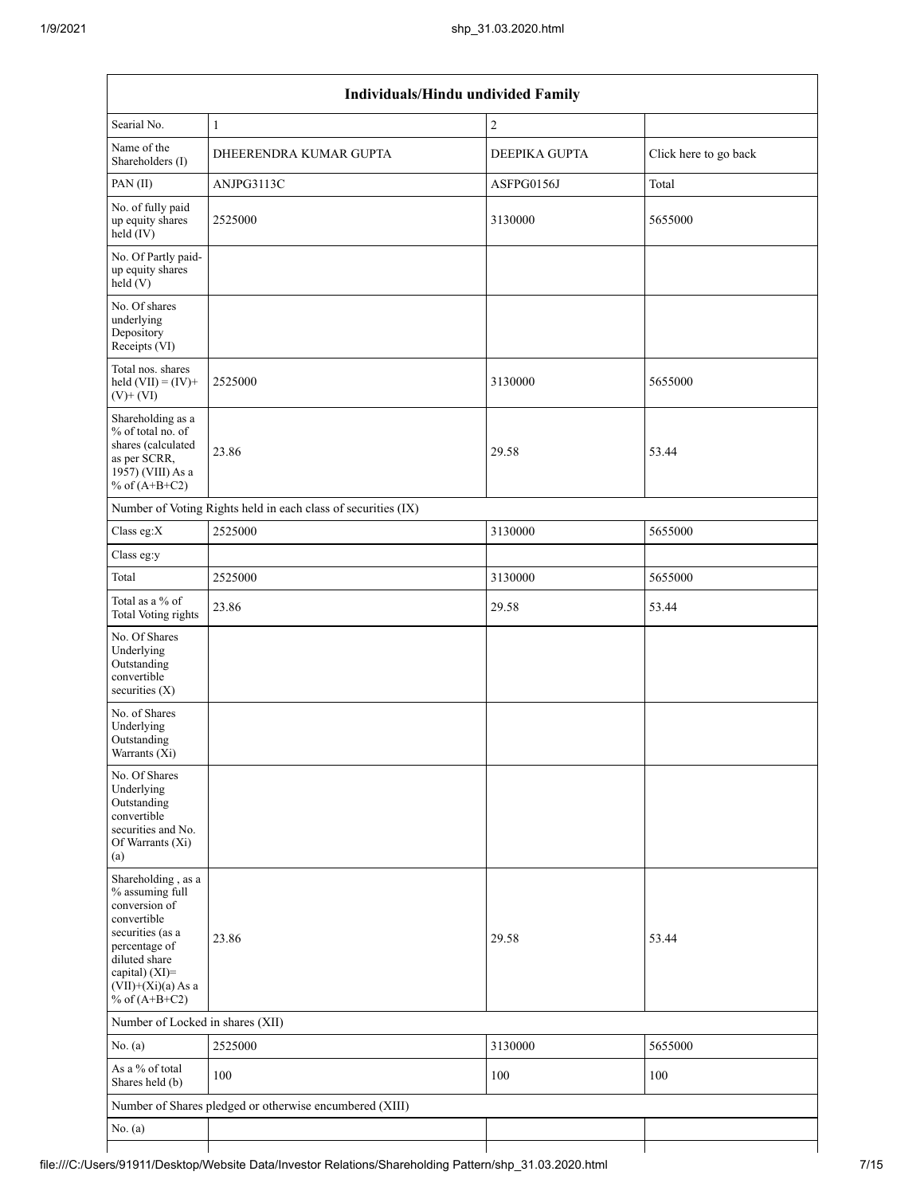| Individuals/Hindu undivided Family | | | |
|---|---|---|---|
| Searial No. | 1 | 2 | |
| Name of the Shareholders (I) | DHEERENDRA KUMAR GUPTA | DEEPIKA GUPTA | Click here to go back |
| PAN (II) | ANJPG3113C | ASFPG0156J | Total |
| No. of fully paid up equity shares held (IV) | 2525000 | 3130000 | 5655000 |
| No. Of Partly paid-up equity shares held (V) | | | |
| No. Of shares underlying Depository Receipts (VI) | | | |
| Total nos. shares held (VII) = (IV)+ (V)+ (VI) | 2525000 | 3130000 | 5655000 |
| Shareholding as a % of total no. of shares (calculated as per SCRR, 1957) (VIII) As a % of (A+B+C2) | 23.86 | 29.58 | 53.44 |
| Number of Voting Rights held in each class of securities (IX) | | | |
| Class eg:X | 2525000 | 3130000 | 5655000 |
| Class eg:y | | | |
| Total | 2525000 | 3130000 | 5655000 |
| Total as a % of Total Voting rights | 23.86 | 29.58 | 53.44 |
| No. Of Shares Underlying Outstanding convertible securities (X) | | | |
| No. of Shares Underlying Outstanding Warrants (Xi) | | | |
| No. Of Shares Underlying Outstanding convertible securities and No. Of Warrants (Xi) (a) | | | |
| Shareholding , as a % assuming full conversion of convertible securities (as a percentage of diluted share capital) (XI)= (VII)+(Xi)(a) As a % of (A+B+C2) | 23.86 | 29.58 | 53.44 |
| Number of Locked in shares (XII) | | | |
| No. (a) | 2525000 | 3130000 | 5655000 |
| As a % of total Shares held (b) | 100 | 100 | 100 |
| Number of Shares pledged or otherwise encumbered (XIII) | | | |
| No. (a) | | | |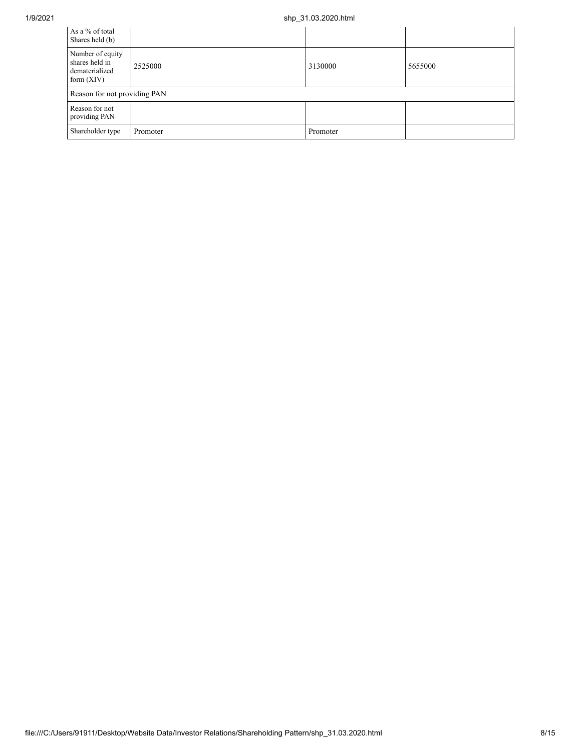| | | | |
|---|---|---|---|
| As a % of total Shares held (b) | | | |
| Number of equity shares held in dematerialized form (XIV) | 2525000 | 3130000 | 5655000 |
| Reason for not providing PAN | | | |
| Reason for not providing PAN | | | |
| Shareholder type | Promoter | Promoter | |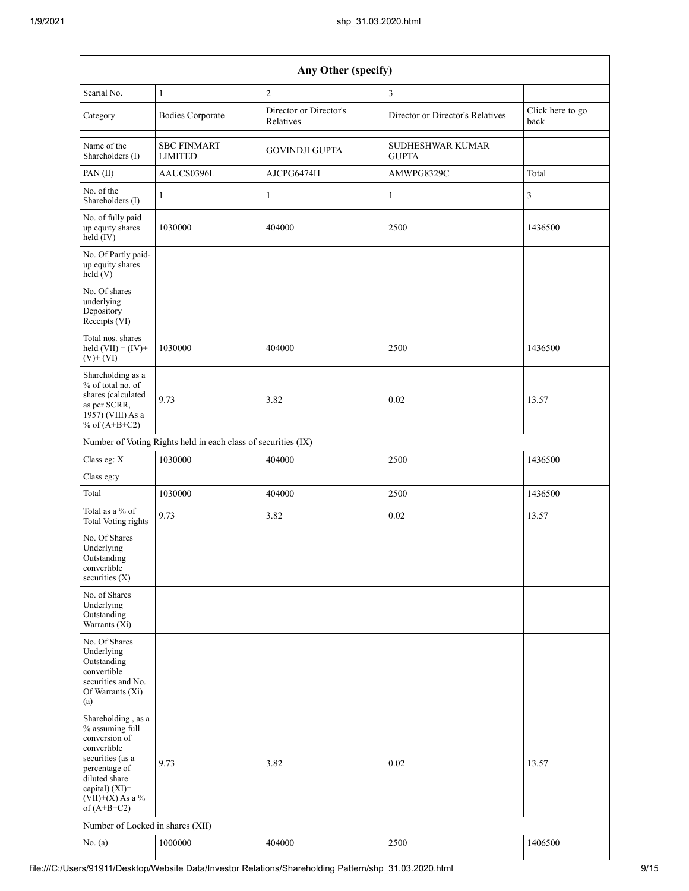| Any Other (specify) | | | | |
|---|---|---|---|---|
| Searial No. | 1 | 2 | 3 | |
| Category | Bodies Corporate | Director or Director's Relatives | Director or Director's Relatives | Click here to go back |
| Name of the Shareholders (I) | SBC FINMART LIMITED | GOVINDJI GUPTA | SUDHESHWAR KUMAR GUPTA | |
| PAN (II) | AAUCS0396L | AJCPG6474H | AMWPG8329C | Total |
| No. of the Shareholders (I) | 1 | 1 | 1 | 3 |
| No. of fully paid up equity shares held (IV) | 1030000 | 404000 | 2500 | 1436500 |
| No. Of Partly paid-up equity shares held (V) | | | | |
| No. Of shares underlying Depository Receipts (VI) | | | | |
| Total nos. shares held (VII) = (IV)+ (V)+ (VI) | 1030000 | 404000 | 2500 | 1436500 |
| Shareholding as a % of total no. of shares (calculated as per SCRR, 1957) (VIII) As a % of (A+B+C2) | 9.73 | 3.82 | 0.02 | 13.57 |
| Number of Voting Rights held in each class of securities (IX) | | | | |
| Class eg: X | 1030000 | 404000 | 2500 | 1436500 |
| Class eg:y | | | | |
| Total | 1030000 | 404000 | 2500 | 1436500 |
| Total as a % of Total Voting rights | 9.73 | 3.82 | 0.02 | 13.57 |
| No. Of Shares Underlying Outstanding convertible securities (X) | | | | |
| No. of Shares Underlying Outstanding Warrants (Xi) | | | | |
| No. Of Shares Underlying Outstanding convertible securities and No. Of Warrants (Xi) (a) | | | | |
| Shareholding , as a % assuming full conversion of convertible securities (as a percentage of diluted share capital) (XI)= (VII)+(X) As a % of (A+B+C2) | 9.73 | 3.82 | 0.02 | 13.57 |
| Number of Locked in shares (XII) | | | | |
| No. (a) | 1000000 | 404000 | 2500 | 1406500 |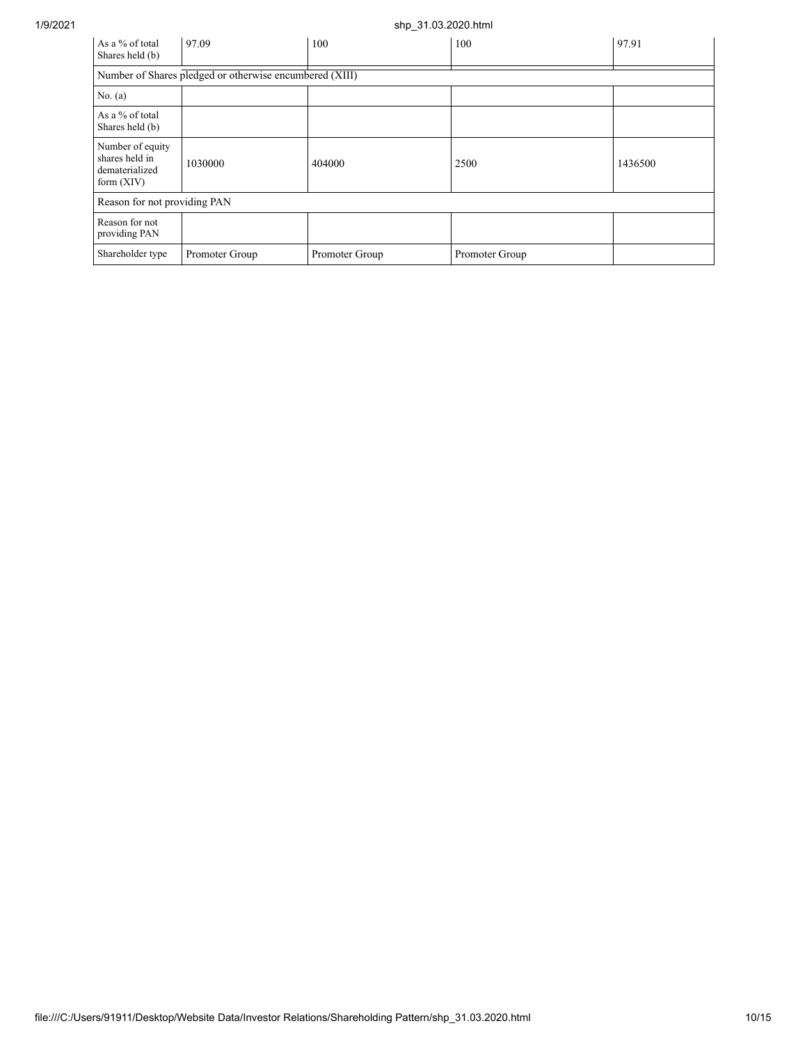| As a % of total Shares held (b) | 97.09 | 100 | 100 | 97.91 |
|---|---|---|---|---|
| Number of Shares pledged or otherwise encumbered (XIII) | | | | |
| No. (a) | | | | |
| As a % of total Shares held (b) | | | | |
| Number of equity shares held in dematerialized form (XIV) | 1030000 | 404000 | 2500 | 1436500 |
| Reason for not providing PAN | | | | |
| Reason for not providing PAN | | | | |
| Shareholder type | Promoter Group | Promoter Group | Promoter Group | |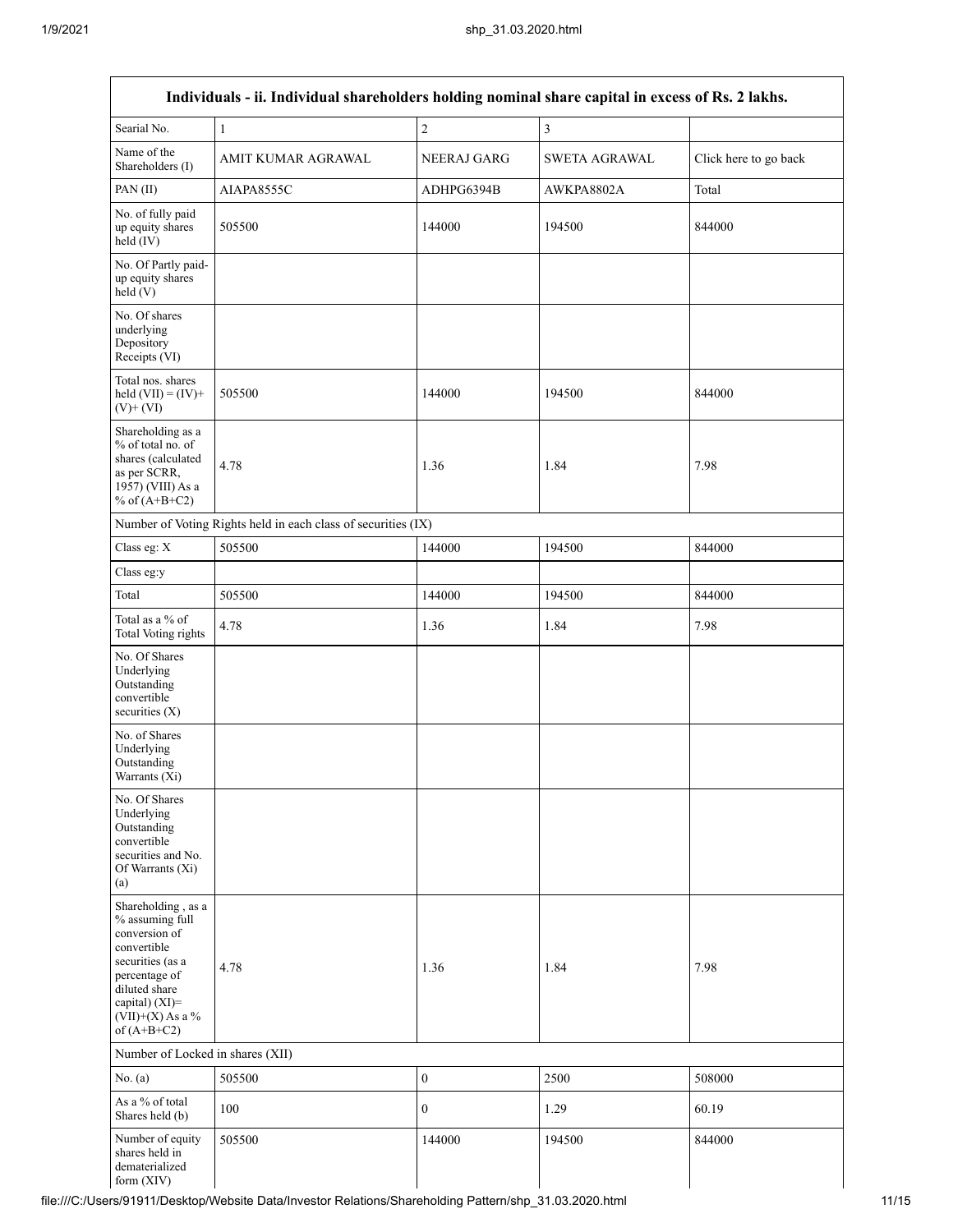| Individuals - ii. Individual shareholders holding nominal share capital in excess of Rs. 2 lakhs. | | | | |
|---|---|---|---|---|
| Searial No. | 1 | 2 | 3 | |
| Name of the Shareholders (I) | AMIT KUMAR AGRAWAL | NEERAJ GARG | SWETA AGRAWAL | Click here to go back |
| PAN (II) | AIAPA8555C | ADHPG6394B | AWKPA8802A | Total |
| No. of fully paid up equity shares held (IV) | 505500 | 144000 | 194500 | 844000 |
| No. Of Partly paid-up equity shares held (V) | | | | |
| No. Of shares underlying Depository Receipts (VI) | | | | |
| Total nos. shares held (VII) = (IV)+ (V)+ (VI) | 505500 | 144000 | 194500 | 844000 |
| Shareholding as a % of total no. of shares (calculated as per SCRR, 1957) (VIII) As a % of (A+B+C2) | 4.78 | 1.36 | 1.84 | 7.98 |
| Number of Voting Rights held in each class of securities (IX) | | | | |
| Class eg: X | 505500 | 144000 | 194500 | 844000 |
| Class eg:y | | | | |
| Total | 505500 | 144000 | 194500 | 844000 |
| Total as a % of Total Voting rights | 4.78 | 1.36 | 1.84 | 7.98 |
| No. Of Shares Underlying Outstanding convertible securities (X) | | | | |
| No. of Shares Underlying Outstanding Warrants (Xi) | | | | |
| No. Of Shares Underlying Outstanding convertible securities and No. Of Warrants (Xi) (a) | | | | |
| Shareholding , as a % assuming full conversion of convertible securities (as a percentage of diluted share capital) (XI)= (VII)+(X) As a % of (A+B+C2) | 4.78 | 1.36 | 1.84 | 7.98 |
| Number of Locked in shares (XII) | | | | |
| No. (a) | 505500 | 0 | 2500 | 508000 |
| As a % of total Shares held (b) | 100 | 0 | 1.29 | 60.19 |
| Number of equity shares held in dematerialized form (XIV) | 505500 | 144000 | 194500 | 844000 |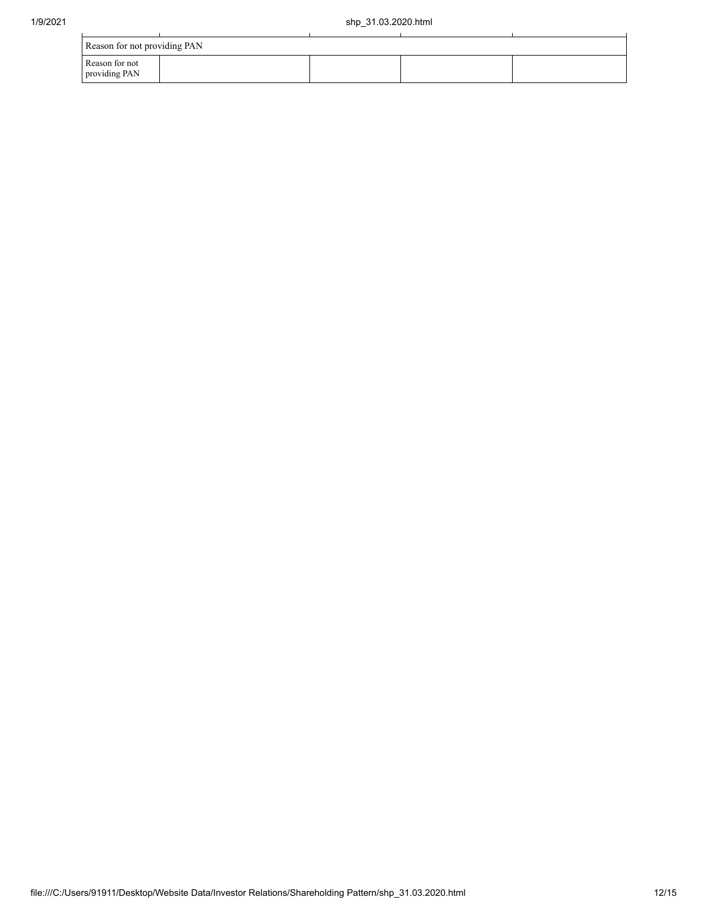| Reason for not providing PAN | | | | |
|---|---|---|---|---|
| Reason for not providing PAN | | | | |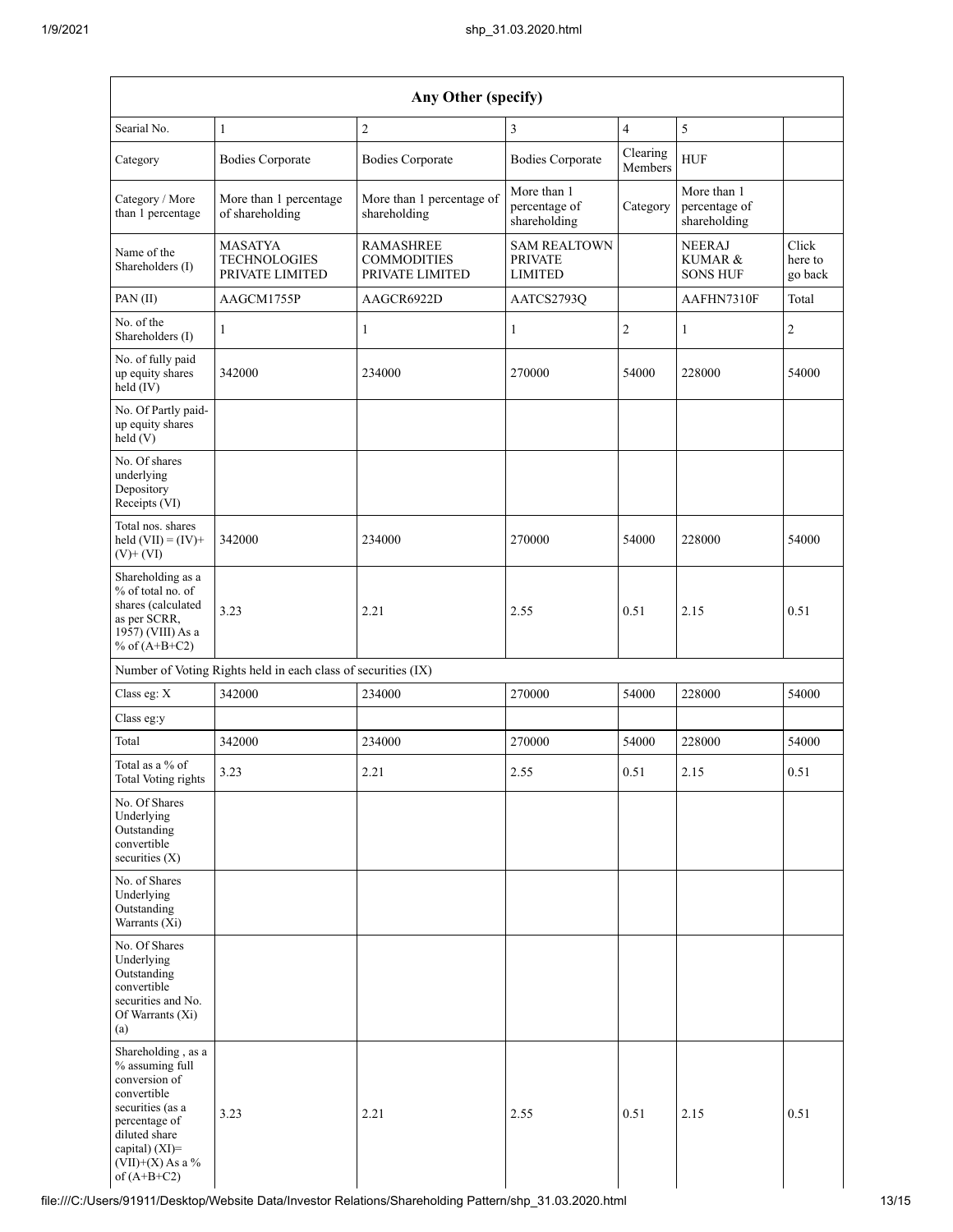| Any Other (specify) | | | | | | |
|---|---|---|---|---|---|---|
| Searial No. | 1 | 2 | 3 | 4 | 5 | |
| Category | Bodies Corporate | Bodies Corporate | Bodies Corporate | Clearing Members | HUF | |
| Category / More than 1 percentage | More than 1 percentage of shareholding | More than 1 percentage of shareholding | More than 1 percentage of shareholding | Category | More than 1 percentage of shareholding | |
| Name of the Shareholders (I) | MASATYA TECHNOLOGIES PRIVATE LIMITED | RAMASHREE COMMODITIES PRIVATE LIMITED | SAM REALTOWN PRIVATE LIMITED | | NEERAJ KUMAR & SONS HUF | Click here to go back |
| PAN (II) | AAGCM1755P | AAGCR6922D | AATCS2793Q | | AAFHN7310F | Total |
| No. of the Shareholders (I) | 1 | 1 | 1 | 2 | 1 | 2 |
| No. of fully paid up equity shares held (IV) | 342000 | 234000 | 270000 | 54000 | 228000 | 54000 |
| No. Of Partly paid-up equity shares held (V) | | | | | | |
| No. Of shares underlying Depository Receipts (VI) | | | | | | |
| Total nos. shares held (VII) = (IV)+ (V)+ (VI) | 342000 | 234000 | 270000 | 54000 | 228000 | 54000 |
| Shareholding as a % of total no. of shares (calculated as per SCRR, 1957) (VIII) As a % of (A+B+C2) | 3.23 | 2.21 | 2.55 | 0.51 | 2.15 | 0.51 |
| Number of Voting Rights held in each class of securities (IX) | | | | | | |
| Class eg: X | 342000 | 234000 | 270000 | 54000 | 228000 | 54000 |
| Class eg:y | | | | | | |
| Total | 342000 | 234000 | 270000 | 54000 | 228000 | 54000 |
| Total as a % of Total Voting rights | 3.23 | 2.21 | 2.55 | 0.51 | 2.15 | 0.51 |
| No. Of Shares Underlying Outstanding convertible securities (X) | | | | | | |
| No. of Shares Underlying Outstanding Warrants (Xi) | | | | | | |
| No. Of Shares Underlying Outstanding convertible securities and No. Of Warrants (Xi) (a) | | | | | | |
| Shareholding , as a % assuming full conversion of convertible securities (as a percentage of diluted share capital) (XI)= (VII)+(X) As a % of (A+B+C2) | 3.23 | 2.21 | 2.55 | 0.51 | 2.15 | 0.51 |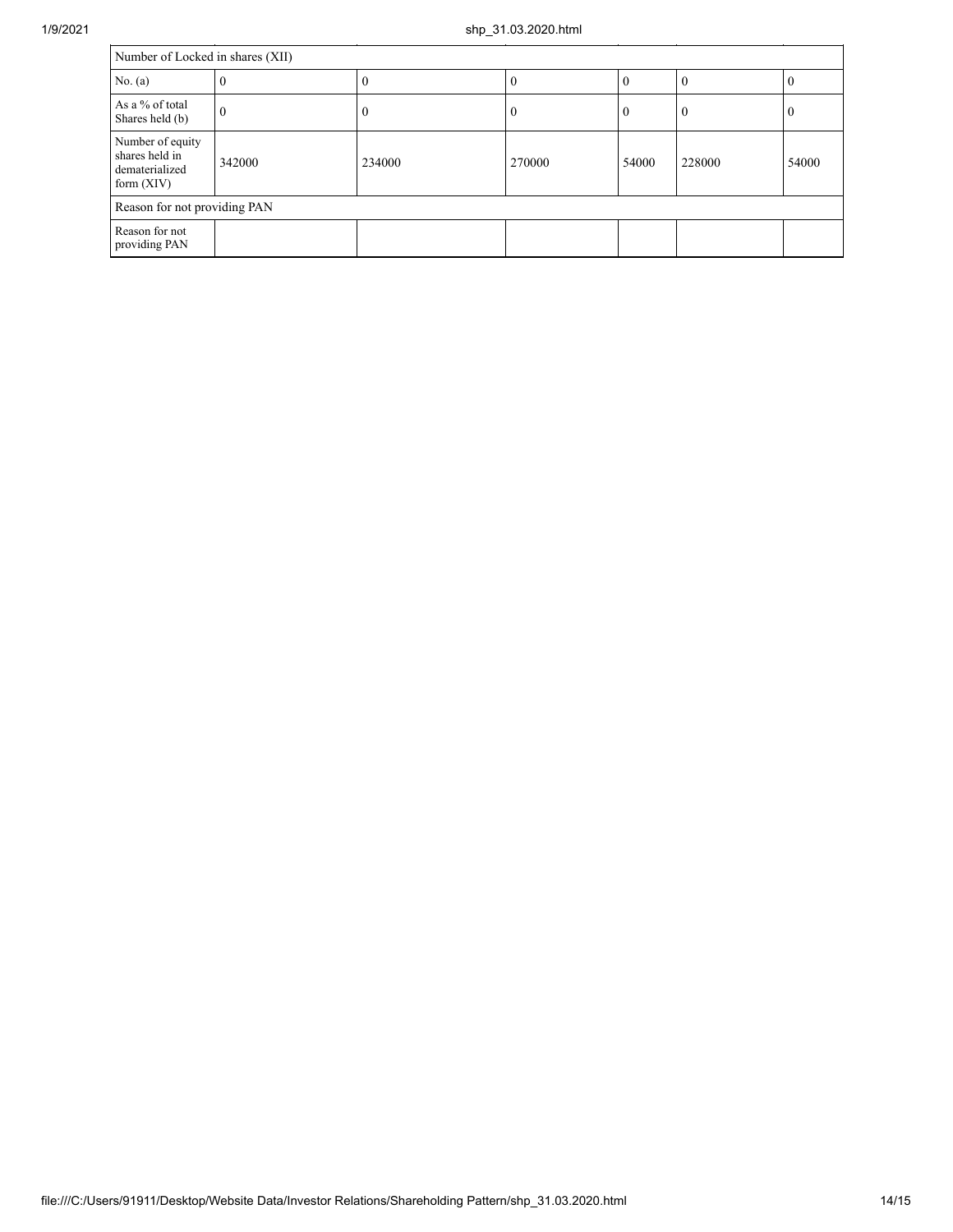| Number of Locked in shares (XII) | | | | | | |
|---|---|---|---|---|---|---|
| No. (a) | 0 | 0 | 0 | 0 | 0 | 0 |
| As a % of total Shares held (b) | 0 | 0 | 0 | 0 | 0 | 0 |
| Number of equity shares held in dematerialized form (XIV) | 342000 | 234000 | 270000 | 54000 | 228000 | 54000 |
| Reason for not providing PAN | | | | | | |
| Reason for not providing PAN | | | | | | |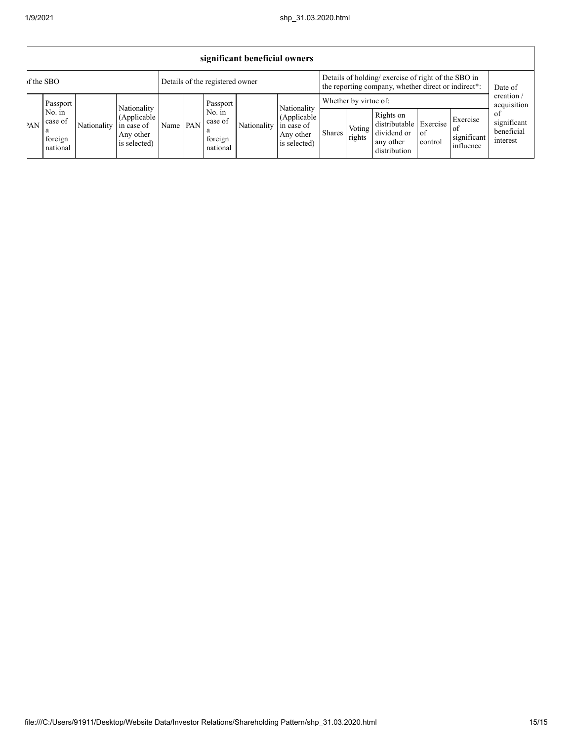| significant beneficial owners | | | | | | | | | | | | | | | |
|---|---|---|---|---|---|---|---|---|---|---|---|---|---|---|---|
| of the SBO | | | | Details of the registered owner | | | | | Details of holding/ exercise of right of the SBO in the reporting company, whether direct or indirect*: | | | | | Date of creation / acquisition of significant beneficial interest |
| | | | | | | | | | Whether by virtue of: | | | | | |
| PAN | Passport No. in case of a foreign national | Nationality | Nationality (Applicable in case of Any other is selected) | Name | PAN | Passport No. in case of a foreign national | Nationality | Nationality (Applicable in case of Any other is selected) | Shares | Voting rights | Rights on distributable dividend or any other distribution | Exercise of control | Exercise of significant influence | |